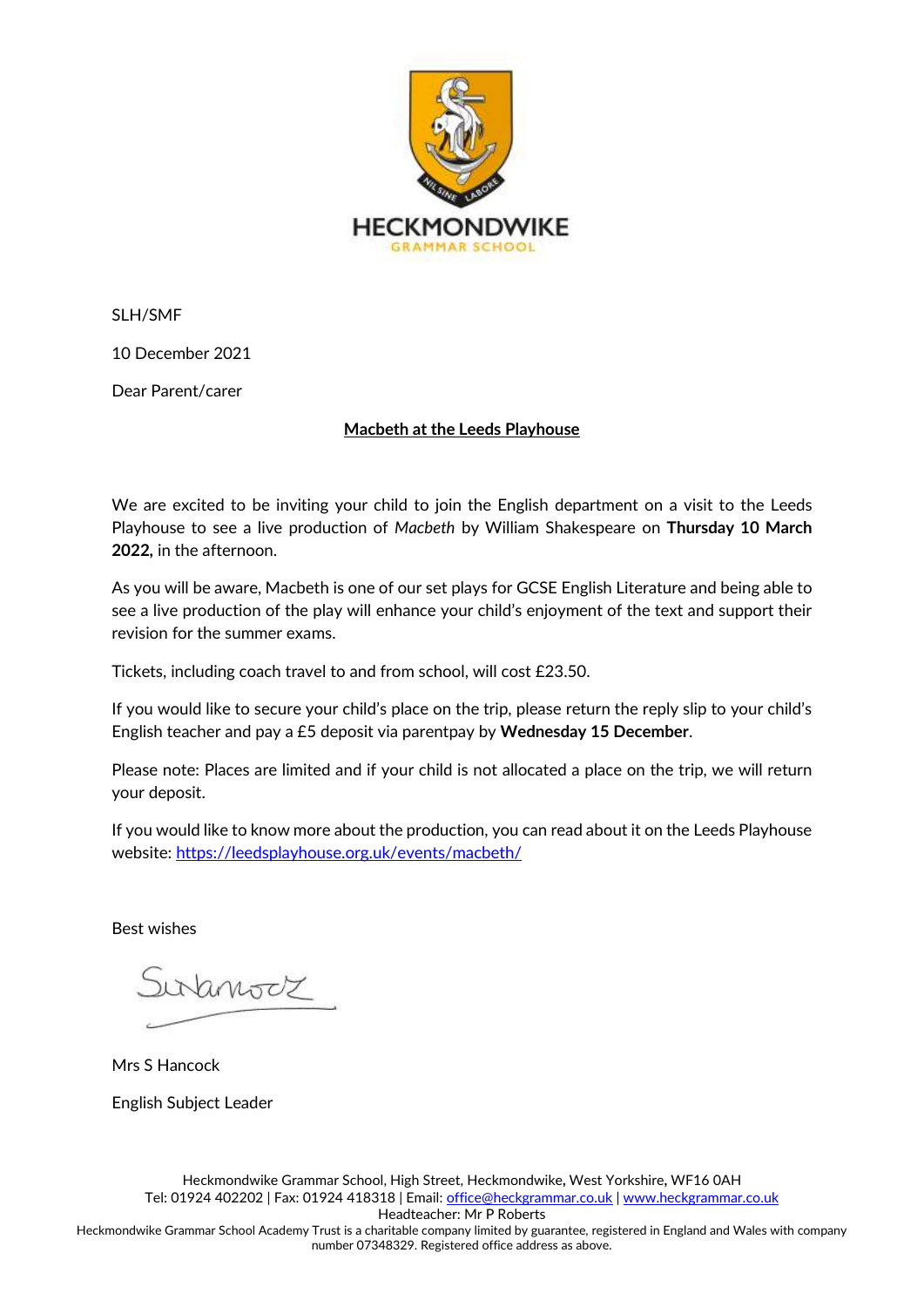HECKMONDWIKE
GRAMMAR SCHOOL

SLH/SMF

10 December 2021

Dear Parent/carer

**Macbeth at the Leeds Playhouse**

We are excited to be inviting your child to join the English department on a visit to the Leeds Playhouse to see a live production of *Macbeth* by William Shakespeare on **Thursday 10 March 2022,** in the afternoon.

As you will be aware, Macbeth is one of our set plays for GCSE English Literature and being able to see a live production of the play will enhance your child's enjoyment of the text and support their revision for the summer exams.

Tickets, including coach travel to and from school, will cost £23.50.

If you would like to secure your child's place on the trip, please return the reply slip to your child's English teacher and pay a £5 deposit via parentpay by **Wednesday 15 December**.

Please note: Places are limited and if your child is not allocated a place on the trip, we will return your deposit.

If you would like to know more about the production, you can read about it on the Leeds Playhouse website: [https://leedsplayhouse.org.uk/events/macbeth/](https://leedsplayhouse.org.uk/events/macbeth/)

Best wishes

Mrs S Hancock

English Subject Leader

Heckmondwike Grammar School, High Street, Heckmondwike, West Yorkshire, WF16 0AH
Tel: 01924 402202 | Fax: 01924 418318 | Email: office@heckgrammar.co.uk | www.heckgrammar.co.uk
Headteacher: Mr P Roberts
Heckmondwike Grammar School Academy Trust is a charitable company limited by guarantee, registered in England and Wales with company number 07348329. Registered office address as above.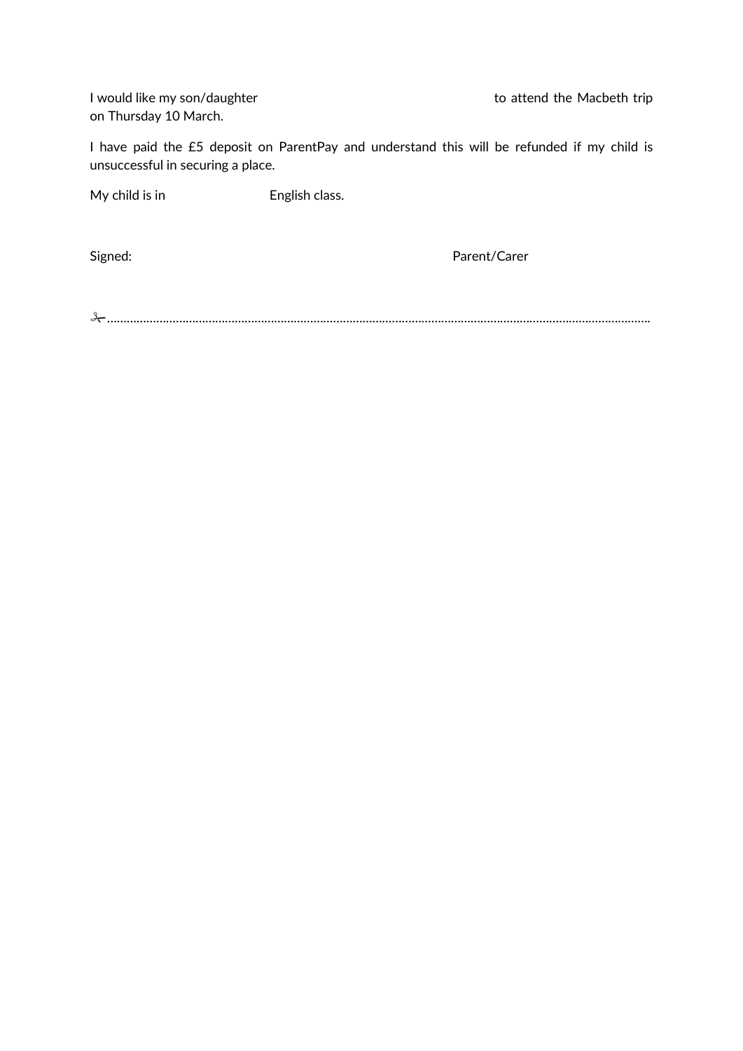I would like my son/daughter                                                    to attend the Macbeth trip on Thursday 10 March.

I have paid the £5 deposit on ParentPay and understand this will be refunded if my child is unsuccessful in securing a place.

My child is in                    English class.

Signed:                                                                                    Parent/Carer

✂.......................................................................................................................................................